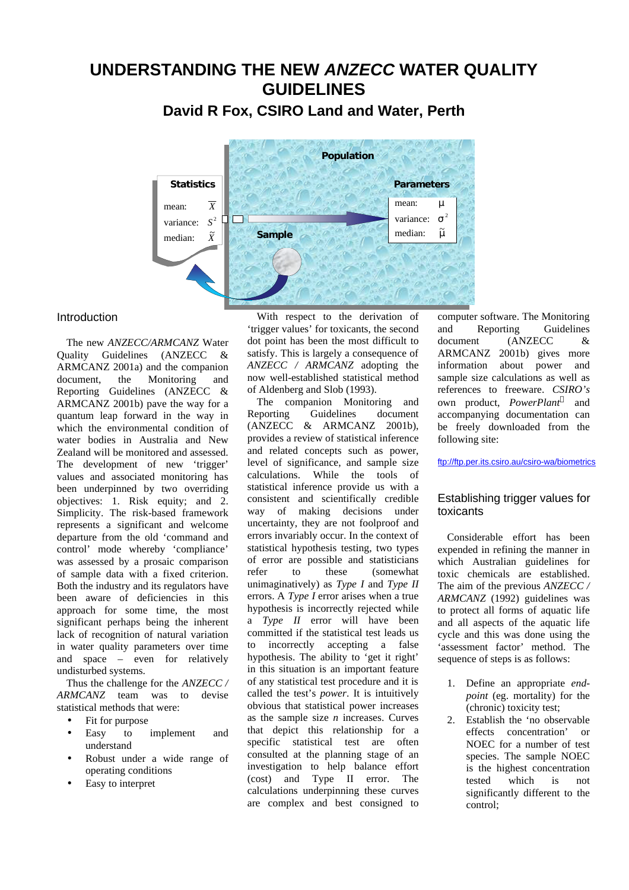# UNDERSTANDING THE NEW *ANZECC* WATER QUALITY GUIDELINES

## David R Fox, CSIRO Land and Water, Perth

## Introduction

The new *ANZECC/ARMCANZ* Water Quality Guidelines (ANZECC & ARMCANZ 2001a) and the companion document, the Monitoring and Reporting Guidelines (ANZECC & ARMCANZ 2001b) pave the way for a quantum leap forward in the way in which the environmental condition of water bodies in Australia and New Zealand will be monitored and assessed. The development of new 'trigger' values and associated monitoring has been underpinned by two overriding objectives: 1. Risk equity; and 2. Simplicity. The risk-based framework represents a significant and welcome departure from the old 'command and control' mode whereby 'compliance' was assessed by a prosaic comparison of sample data with a fixed criterion. Both the industry and its regulators have been aware of deficiencies in this approach for some time, the most significant perhaps being the inherent lack of recognition of natural variation in water quality parameters over time and space – even for relatively undisturbed systems.

Thus the challenge for the *ANZECC / ARMCANZ* team was to devise statistical methods that were:

- Fit for purpose
- Easy to implement and understand
- Robust under a wide range of operating conditions
- Easy to interpret

With respect to the derivation of 'trigger values' for toxicants, the second dot point has been the most difficult to satisfy. This is largely a consequence of *ANZECC / ARMCANZ* adopting the now well-established statistical method of Aldenberg and Slob (1993).

The companion Monitoring and Reporting Guidelines document (ANZECC & ARMCANZ 2001b), provides a review of statistical inference and related concepts such as power, level of significance, and sample size calculations. While the tools of statistical inference provide us with a consistent and scientifically credible way of making decisions under uncertainty, they are not foolproof and errors invariably occur. In the context of statistical hypothesis testing, two types of error are possible and statisticians refer to these (somewhat unimaginatively) as *Type I* and *Type II* errors. A *Type I* error arises when a true hypothesis is incorrectly rejected while a *Type II* error will have been committed if the statistical test leads us to incorrectly accepting a false hypothesis. The ability to 'get it right' in this situation is an important feature of any statistical test procedure and it is called the test's *power*. It is intuitively obvious that statistical power increases as the sample size $n$ increases. Curves that depict this relationship for a specific statistical test are often consulted at the planning stage of an investigation to help balance effort (cost) and Type II error. The calculations underpinning these curves are complex and best consigned to computer software. The Monitoring and Reporting Guidelines document (ANZECC & ARMCANZ 2001b) gives more information about power and sample size calculations as well as references to freeware. *CSIRO's* own product, *PowerPlant*™ and accompanying documentation can be freely downloaded from the following site:

ftp://ftp.per.its.csiro.au/csiro-wa/biometrics

## Establishing trigger values for toxicants

Considerable effort has been expended in refining the manner in which Australian guidelines for toxic chemicals are established. The aim of the previous *ANZECC / ARMCANZ* (1992) guidelines was to protect all forms of aquatic life and all aspects of the aquatic life cycle and this was done using the 'assessment factor' method. The sequence of steps is as follows:

1. Define an appropriate *end-point* (eg. mortality) for the (chronic) toxicity test;
2. Establish the 'no observable effects concentration' or NOEC for a number of test species. The sample NOEC is the highest concentration tested which is not significantly different to the control;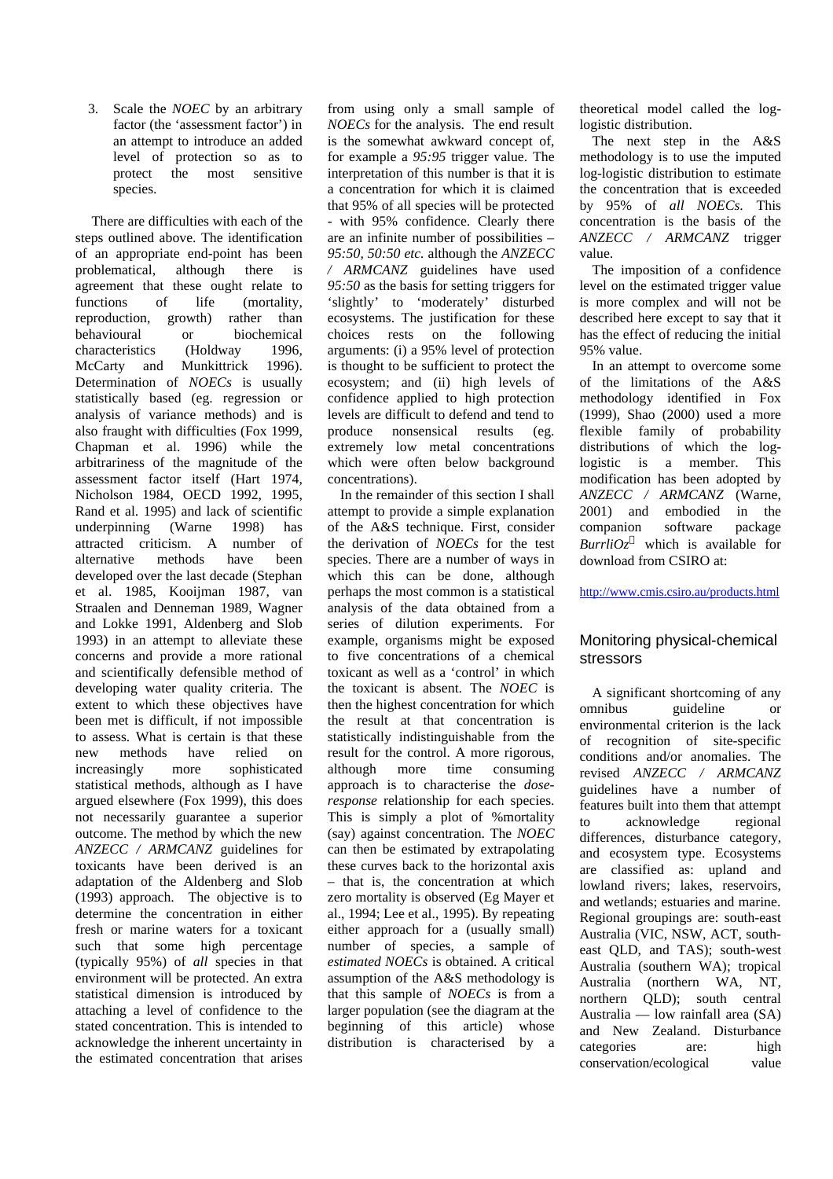3. Scale the *NOEC* by an arbitrary factor (the 'assessment factor') in an attempt to introduce an added level of protection so as to protect the most sensitive species.

There are difficulties with each of the steps outlined above. The identification of an appropriate end-point has been problematical, although there is agreement that these ought relate to functions of life (mortality, reproduction, growth) rather than behavioural or biochemical characteristics (Holdway 1996, McCarty and Munkittrick 1996). Determination of *NOECs* is usually statistically based (eg. regression or analysis of variance methods) and is also fraught with difficulties (Fox 1999, Chapman et al. 1996) while the arbitrariness of the magnitude of the assessment factor itself (Hart 1974, Nicholson 1984, OECD 1992, 1995, Rand et al. 1995) and lack of scientific underpinning (Warne 1998) has attracted criticism. A number of alternative methods have been developed over the last decade (Stephan et al. 1985, Kooijman 1987, van Straalen and Denneman 1989, Wagner and Lokke 1991, Aldenberg and Slob 1993) in an attempt to alleviate these concerns and provide a more rational and scientifically defensible method of developing water quality criteria. The extent to which these objectives have been met is difficult, if not impossible to assess. What is certain is that these new methods have relied on increasingly more sophisticated statistical methods, although as I have argued elsewhere (Fox 1999), this does not necessarily guarantee a superior outcome. The method by which the new *ANZECC / ARMCANZ* guidelines for toxicants have been derived is an adaptation of the Aldenberg and Slob (1993) approach. The objective is to determine the concentration in either fresh or marine waters for a toxicant such that some high percentage (typically 95%) of *all* species in that environment will be protected. An extra statistical dimension is introduced by attaching a level of confidence to the stated concentration. This is intended to acknowledge the inherent uncertainty in the estimated concentration that arises from using only a small sample of *NOECs* for the analysis. The end result is the somewhat awkward concept of, for example a *95:95* trigger value. The interpretation of this number is that it is a concentration for which it is claimed that 95% of all species will be protected - with 95% confidence. Clearly there are an infinite number of possibilities – *95:50, 50:50 etc.* although the *ANZECC / ARMCANZ* guidelines have used *95:50* as the basis for setting triggers for 'slightly' to 'moderately' disturbed ecosystems. The justification for these choices rests on the following arguments: (i) a 95% level of protection is thought to be sufficient to protect the ecosystem; and (ii) high levels of confidence applied to high protection levels are difficult to defend and tend to produce nonsensical results (eg. extremely low metal concentrations which were often below background concentrations).

In the remainder of this section I shall attempt to provide a simple explanation of the A&S technique. First, consider the derivation of *NOECs* for the test species. There are a number of ways in which this can be done, although perhaps the most common is a statistical analysis of the data obtained from a series of dilution experiments. For example, organisms might be exposed to five concentrations of a chemical toxicant as well as a 'control' in which the toxicant is absent. The *NOEC* is then the highest concentration for which the result at that concentration is statistically indistinguishable from the result for the control. A more rigorous, although more time consuming approach is to characterise the *dose-response* relationship for each species. This is simply a plot of %mortality (say) against concentration. The *NOEC* can then be estimated by extrapolating these curves back to the horizontal axis – that is, the concentration at which zero mortality is observed (Eg Mayer et al., 1994; Lee et al., 1995). By repeating either approach for a (usually small) number of species, a sample of *estimated NOECs* is obtained. A critical assumption of the A&S methodology is that this sample of *NOECs* is from a larger population (see the diagram at the beginning of this article) whose distribution is characterised by a theoretical model called the log-logistic distribution.

The next step in the A&S methodology is to use the imputed log-logistic distribution to estimate the concentration that is exceeded by 95% of *all NOECs.* This concentration is the basis of the *ANZECC / ARMCANZ* trigger value.

The imposition of a confidence level on the estimated trigger value is more complex and will not be described here except to say that it has the effect of reducing the initial 95% value.

In an attempt to overcome some of the limitations of the A&S methodology identified in Fox (1999), Shao (2000) used a more flexible family of probability distributions of which the log-logistic is a member. This modification has been adopted by *ANZECC / ARMCANZ* (Warne, 2001) and embodied in the companion software package *BurrliOz*© which is available for download from CSIRO at:

http://www.cmis.csiro.au/products.html

## Monitoring physical-chemical stressors

A significant shortcoming of any omnibus guideline or environmental criterion is the lack of recognition of site-specific conditions and/or anomalies. The revised *ANZECC / ARMCANZ* guidelines have a number of features built into them that attempt to acknowledge regional differences, disturbance category, and ecosystem type. Ecosystems are classified as: upland and lowland rivers; lakes, reservoirs, and wetlands; estuaries and marine. Regional groupings are: south-east Australia (VIC, NSW, ACT, south-east QLD, and TAS); south-west Australia (southern WA); tropical Australia (northern WA, NT, northern QLD); south central Australia — low rainfall area (SA) and New Zealand. Disturbance categories are: high conservation/ecological value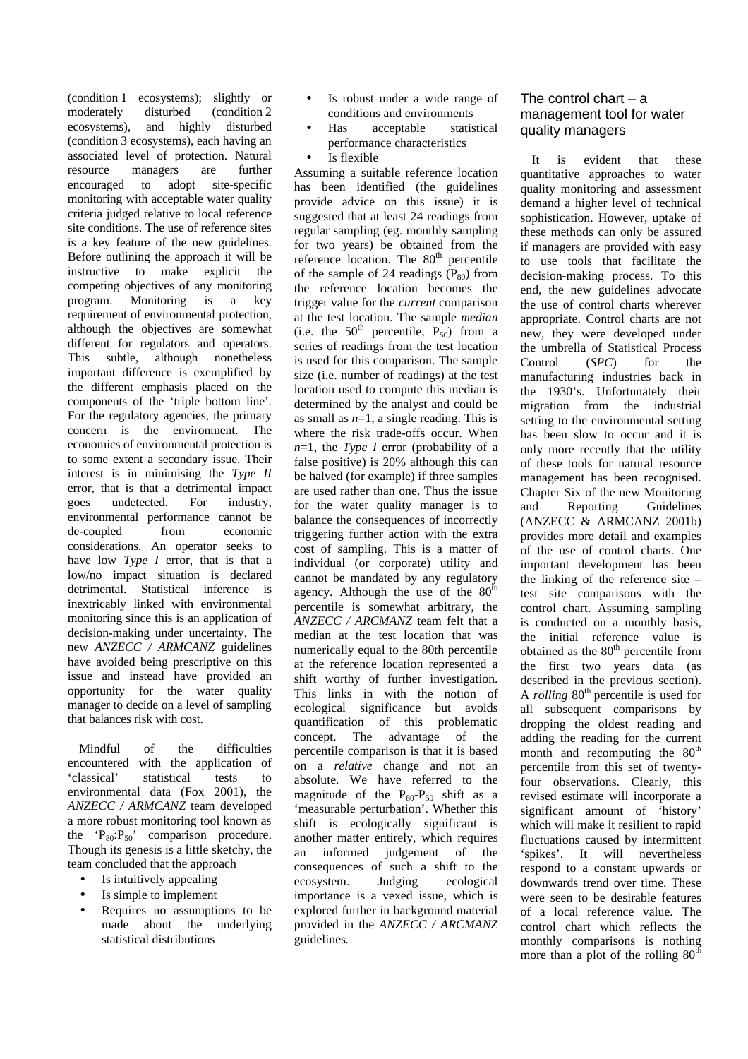(condition 1 ecosystems); slightly or moderately disturbed (condition 2 ecosystems), and highly disturbed (condition 3 ecosystems), each having an associated level of protection. Natural resource managers are further encouraged to adopt site-specific monitoring with acceptable water quality criteria judged relative to local reference site conditions. The use of reference sites is a key feature of the new guidelines. Before outlining the approach it will be instructive to make explicit the competing objectives of any monitoring program. Monitoring is a key requirement of environmental protection, although the objectives are somewhat different for regulators and operators. This subtle, although nonetheless important difference is exemplified by the different emphasis placed on the components of the 'triple bottom line'. For the regulatory agencies, the primary concern is the environment. The economics of environmental protection is to some extent a secondary issue. Their interest is in minimising the *Type II* error, that is that a detrimental impact goes undetected. For industry, environmental performance cannot be de-coupled from economic considerations. An operator seeks to have low *Type I* error, that is that a low/no impact situation is declared detrimental. Statistical inference is inextricably linked with environmental monitoring since this is an application of decision-making under uncertainty. The new *ANZECC / ARMCANZ* guidelines have avoided being prescriptive on this issue and instead have provided an opportunity for the water quality manager to decide on a level of sampling that balances risk with cost.

Mindful of the difficulties encountered with the application of 'classical' statistical tests to environmental data (Fox 2001), the *ANZECC / ARMCANZ* team developed a more robust monitoring tool known as the '$P_{80}$:$P_{50}$' comparison procedure. Though its genesis is a little sketchy, the team concluded that the approach

- Is intuitively appealing
- Is simple to implement
- Requires no assumptions to be made about the underlying statistical distributions
- Is robust under a wide range of conditions and environments
- Has acceptable statistical performance characteristics
- Is flexible

Assuming a suitable reference location has been identified (the guidelines provide advice on this issue) it is suggested that at least 24 readings from regular sampling (eg. monthly sampling for two years) be obtained from the reference location. The 80th percentile of the sample of 24 readings ($P_{80}$) from the reference location becomes the trigger value for the *current* comparison at the test location. The sample *median* (i.e. the 50th percentile, $P_{50}$) from a series of readings from the test location is used for this comparison. The sample size (i.e. number of readings) at the test location used to compute this median is determined by the analyst and could be as small as $n$=1, a single reading. This is where the risk trade-offs occur. When $n$=1, the *Type I* error (probability of a false positive) is 20% although this can be halved (for example) if three samples are used rather than one. Thus the issue for the water quality manager is to balance the consequences of incorrectly triggering further action with the extra cost of sampling. This is a matter of individual (or corporate) utility and cannot be mandated by any regulatory agency. Although the use of the 80th percentile is somewhat arbitrary, the *ANZECC / ARCMANZ* team felt that a median at the test location that was numerically equal to the 80th percentile at the reference location represented a shift worthy of further investigation. This links in with the notion of ecological significance but avoids quantification of this problematic concept. The advantage of the percentile comparison is that it is based on a *relative* change and not an absolute. We have referred to the magnitude of the $P_{80}$-$P_{50}$ shift as a 'measurable perturbation'. Whether this shift is ecologically significant is another matter entirely, which requires an informed judgement of the consequences of such a shift to the ecosystem. Judging ecological importance is a vexed issue, which is explored further in background material provided in the *ANZECC / ARCMANZ* guidelines.

## The control chart – a management tool for water quality managers

It is evident that these quantitative approaches to water quality monitoring and assessment demand a higher level of technical sophistication. However, uptake of these methods can only be assured if managers are provided with easy to use tools that facilitate the decision-making process. To this end, the new guidelines advocate the use of control charts wherever appropriate. Control charts are not new, they were developed under the umbrella of Statistical Process Control (*SPC*) for the manufacturing industries back in the 1930's. Unfortunately their migration from the industrial setting to the environmental setting has been slow to occur and it is only more recently that the utility of these tools for natural resource management has been recognised. Chapter Six of the new Monitoring and Reporting Guidelines (ANZECC & ARMCANZ 2001b) provides more detail and examples of the use of control charts. One important development has been the linking of the reference site – test site comparisons with the control chart. Assuming sampling is conducted on a monthly basis, the initial reference value is obtained as the 80th percentile from the first two years data (as described in the previous section). A *rolling* 80th percentile is used for all subsequent comparisons by dropping the oldest reading and adding the reading for the current month and recomputing the 80th percentile from this set of twenty-four observations. Clearly, this revised estimate will incorporate a significant amount of 'history' which will make it resilient to rapid fluctuations caused by intermittent 'spikes'. It will nevertheless respond to a constant upwards or downwards trend over time. These were seen to be desirable features of a local reference value. The control chart which reflects the monthly comparisons is nothing more than a plot of the rolling 80th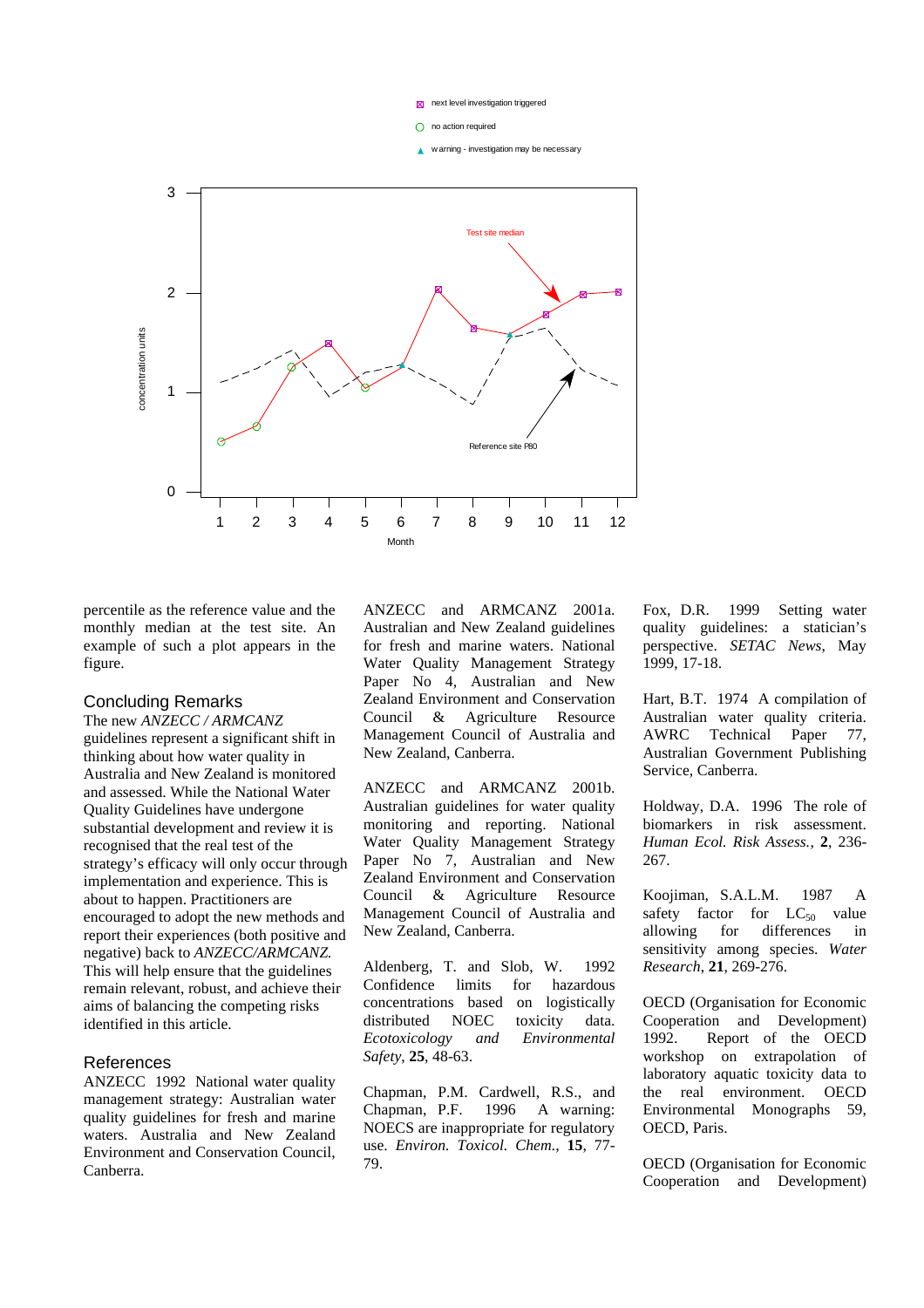percentile as the reference value and the monthly median at the test site. An example of such a plot appears in the figure.

## Concluding Remarks

The new *ANZECC / ARMCANZ* guidelines represent a significant shift in thinking about how water quality in Australia and New Zealand is monitored and assessed. While the National Water Quality Guidelines have undergone substantial development and review it is recognised that the real test of the strategy's efficacy will only occur through implementation and experience. This is about to happen. Practitioners are encouraged to adopt the new methods and report their experiences (both positive and negative) back to *ANZECC/ARMCANZ.* This will help ensure that the guidelines remain relevant, robust, and achieve their aims of balancing the competing risks identified in this article.

## References

ANZECC 1992 National water quality management strategy: Australian water quality guidelines for fresh and marine waters. Australia and New Zealand Environment and Conservation Council, Canberra.

ANZECC and ARMCANZ 2001a. Australian and New Zealand guidelines for fresh and marine waters. National Water Quality Management Strategy Paper No 4, Australian and New Zealand Environment and Conservation Council & Agriculture Resource Management Council of Australia and New Zealand, Canberra.

ANZECC and ARMCANZ 2001b. Australian guidelines for water quality monitoring and reporting. National Water Quality Management Strategy Paper No 7, Australian and New Zealand Environment and Conservation Council & Agriculture Resource Management Council of Australia and New Zealand, Canberra.

Aldenberg, T. and Slob, W. 1992 Confidence limits for hazardous concentrations based on logistically distributed NOEC toxicity data. *Ecotoxicology and Environmental Safety*, **25**, 48-63.

Chapman, P.M. Cardwell, R.S., and Chapman, P.F. 1996 A warning: NOECS are inappropriate for regulatory use. *Environ. Toxicol. Chem.*, **15**, 77-79.

Fox, D.R. 1999 Setting water quality guidelines: a statician's perspective. *SETAC News*, May 1999, 17-18.

Hart, B.T. 1974 A compilation of Australian water quality criteria. AWRC Technical Paper 77, Australian Government Publishing Service, Canberra.

Holdway, D.A. 1996 The role of biomarkers in risk assessment. *Human Ecol. Risk Assess.*, **2**, 236-267.

Koojiman, S.A.L.M. 1987 A safety factor for $LC_{50}$ value allowing for differences in sensitivity among species. *Water Research*, **21**, 269-276.

OECD (Organisation for Economic Cooperation and Development) 1992. Report of the OECD workshop on extrapolation of laboratory aquatic toxicity data to the real environment. OECD Environmental Monographs 59, OECD, Paris.

OECD (Organisation for Economic Cooperation and Development)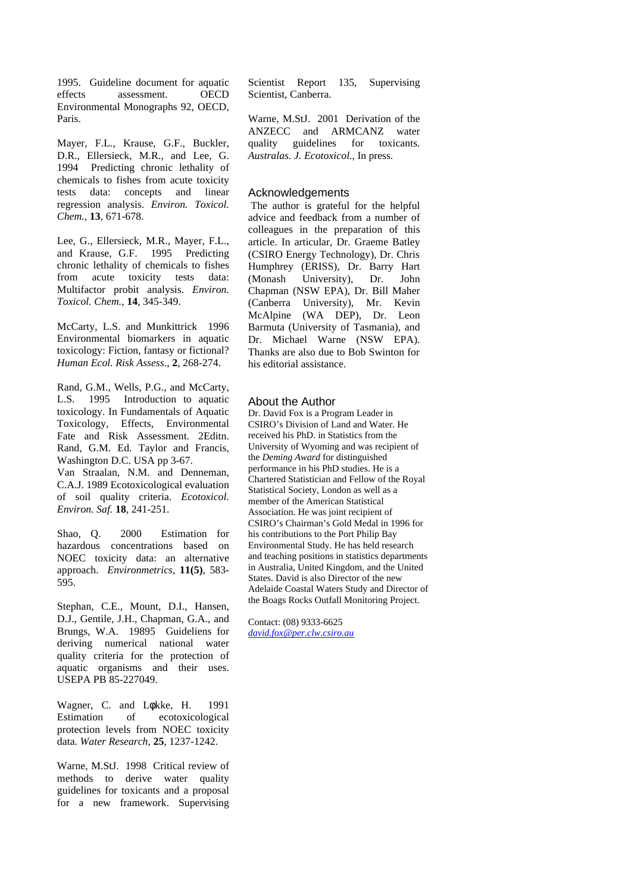1995. Guideline document for aquatic effects assessment. OECD Environmental Monographs 92, OECD, Paris.

Mayer, F.L., Krause, G.F., Buckler, D.R., Ellersieck, M.R., and Lee, G. 1994 Predicting chronic lethality of chemicals to fishes from acute toxicity tests data: concepts and linear regression analysis. *Environ. Toxicol. Chem.*, **13**, 671-678.

Lee, G., Ellersieck, M.R., Mayer, F.L., and Krause, G.F. 1995 Predicting chronic lethality of chemicals to fishes from acute toxicity tests data: Multifactor probit analysis. *Environ. Toxicol. Chem.*, **14**, 345-349.

McCarty, L.S. and Munkittrick 1996 Environmental biomarkers in aquatic toxicology: Fiction, fantasy or fictional? *Human Ecol. Risk Assess.*, **2**, 268-274.

Rand, G.M., Wells, P.G., and McCarty, L.S. 1995 Introduction to aquatic toxicology. In Fundamentals of Aquatic Toxicology, Effects, Environmental Fate and Risk Assessment. 2Editn. Rand, G.M. Ed. Taylor and Francis, Washington D.C. USA pp 3-67.

Van Straalan, N.M. and Denneman, C.A.J. 1989 Ecotoxicological evaluation of soil quality criteria. *Ecotoxicol. Environ. Saf.* **18**, 241-251.

Shao, Q. 2000 Estimation for hazardous concentrations based on NOEC toxicity data: an alternative approach. *Environmetrics*, **11(5)**, 583-595.

Stephan, C.E., Mount, D.I., Hansen, D.J., Gentile, J.H., Chapman, G.A., and Brungs, W.A. 19895 Guideliens for deriving numerical national water quality criteria for the protection of aquatic organisms and their uses. USEPA PB 85-227049.

Wagner, C. and Løkke, H. 1991 Estimation of ecotoxicological protection levels from NOEC toxicity data. *Water Research*, **25**, 1237-1242.

Warne, M.StJ. 1998 Critical review of methods to derive water quality guidelines for toxicants and a proposal for a new framework. Supervising Scientist Report 135, Supervising Scientist, Canberra.

Warne, M.StJ. 2001 Derivation of the ANZECC and ARMCANZ water quality guidelines for toxicants. *Australas. J. Ecotoxicol.*, In press.

## Acknowledgements

The author is grateful for the helpful advice and feedback from a number of colleagues in the preparation of this article. In articular, Dr. Graeme Batley (CSIRO Energy Technology), Dr. Chris Humphrey (ERISS), Dr. Barry Hart (Monash University), Dr. John Chapman (NSW EPA), Dr. Bill Maher (Canberra University), Mr. Kevin McAlpine (WA DEP), Dr. Leon Barmuta (University of Tasmania), and Dr. Michael Warne (NSW EPA). Thanks are also due to Bob Swinton for his editorial assistance.

## About the Author

Dr. David Fox is a Program Leader in CSIRO's Division of Land and Water. He received his PhD. in Statistics from the University of Wyoming and was recipient of the *Deming Award* for distinguished performance in his PhD studies. He is a Chartered Statistician and Fellow of the Royal Statistical Society, London as well as a member of the American Statistical Association. He was joint recipient of CSIRO's Chairman's Gold Medal in 1996 for his contributions to the Port Philip Bay Environmental Study. He has held research and teaching positions in statistics departments in Australia, United Kingdom, and the United States. David is also Director of the new Adelaide Coastal Waters Study and Director of the Boags Rocks Outfall Monitoring Project.

Contact: (08) 9333-6625
*david.fox@per.clw.csiro.au*